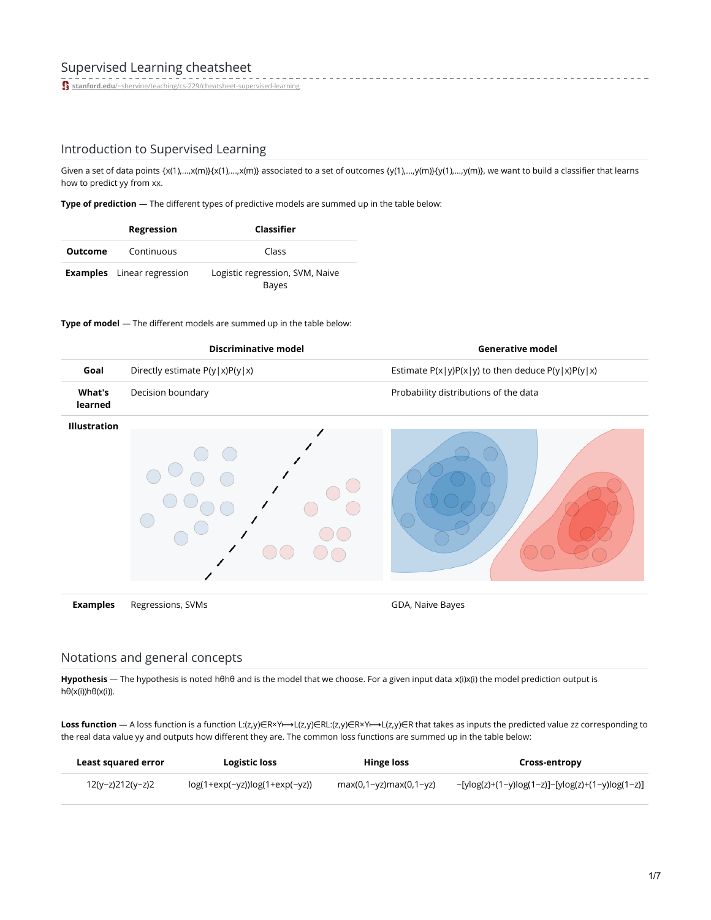# Supervised Learning cheatsheet

stanford.edu/~shervine/teaching/cs-229/cheatsheet-supervised-learning

## Introduction to Supervised Learning

Given a set of data points $\{x^{(1)},...,x^{(m)}\}$ associated to a set of outcomes $\{y^{(1)},...,y^{(m)}\}$, we want to build a classifier that learns how to predict $y$ from $x$.

**Type of prediction** — The different types of predictive models are summed up in the table below:

| | Regression | Classifier |
|---|---|---|
| **Outcome** | Continuous | Class |
| **Examples** | Linear regression | Logistic regression, SVM, Naive Bayes |

**Type of model** — The different models are summed up in the table below:

| | Discriminative model | Generative model |
|---|---|---|
| **Goal** | Directly estimate $P(y\|x)$ | Estimate $P(x\|y)$ to then deduce $P(y\|x)$ |
| **What's learned** | Decision boundary | Probability distributions of the data |
| **Illustration** | | |
| **Examples** | Regressions, SVMs | GDA, Naive Bayes |

## Notations and general concepts

**Hypothesis** — The hypothesis is noted $h_\theta$ and is the model that we choose. For a given input data $x^{(i)}$ the model prediction output is $h_\theta(x^{(i)})$.

**Loss function** — A loss function is a function $L:(z,y)\in\mathbb{R}\times Y\longmapsto L(z,y)\in\mathbb{R}$ that takes as inputs the predicted value $z$ corresponding to the real data value $y$ and outputs how different they are. The common loss functions are summed up in the table below:

| Least squared error | Logistic loss | Hinge loss | Cross-entropy |
|---|---|---|---|
| $\frac{1}{2}(y-z)^2$ | $\log(1+\exp(-yz))$ | $\max(0,1-yz)$ | $-\Big[y\log(z)+(1-y)\log(1-z)\Big]$ |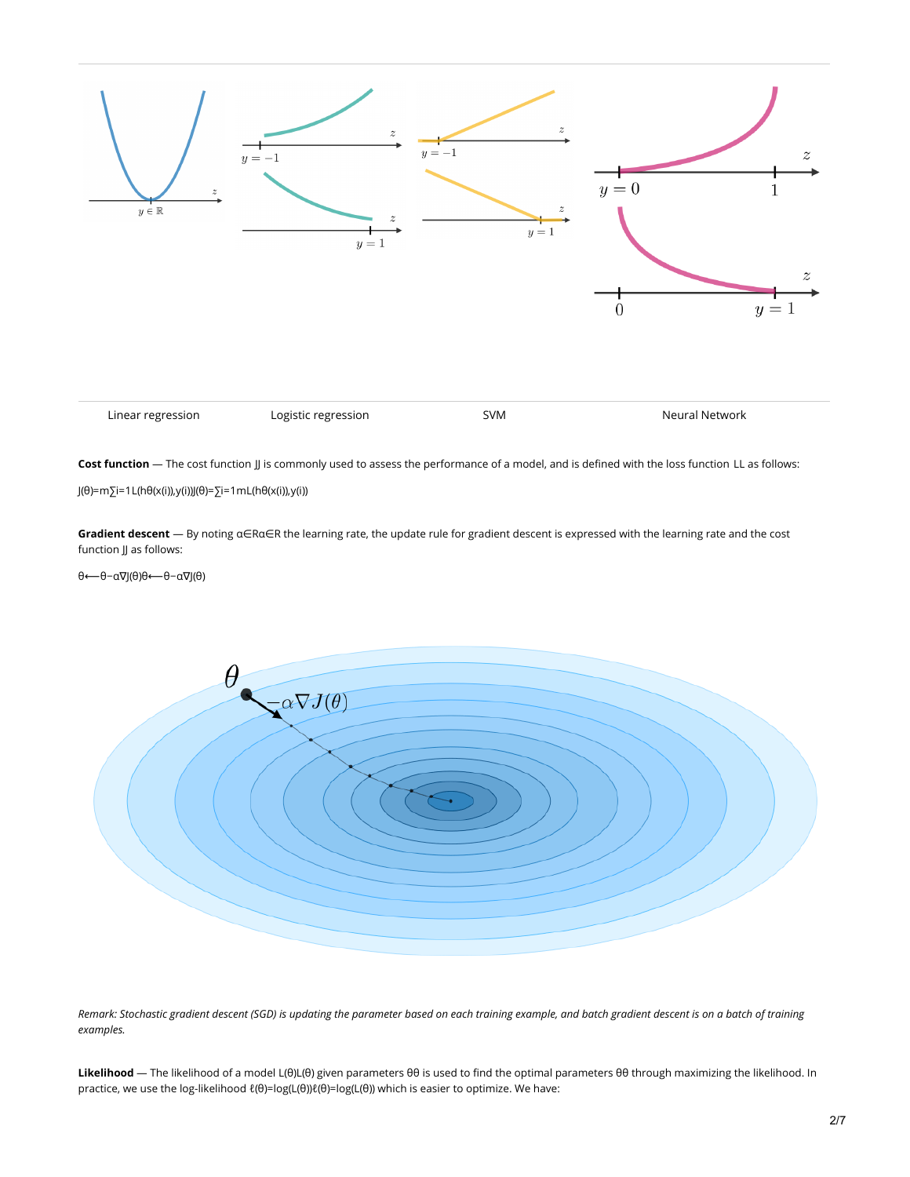| Linear regression | Logistic regression | SVM | Neural Network |
| --- | --- | --- | --- |

**Cost function** — The cost function $J$ is commonly used to assess the performance of a model, and is defined with the loss function $L$ as follows:

$$J(\theta)=\sum_{i=1}^{m}L(h_\theta(x^{(i)}),y^{(i)})$$

**Gradient descent** — By noting $\alpha\in\mathbb{R}$ the learning rate, the update rule for gradient descent is expressed with the learning rate and the cost function $J$ as follows:

$$\theta\longleftarrow\theta-\alpha\nabla J(\theta)$$

*Remark: Stochastic gradient descent (SGD) is updating the parameter based on each training example, and batch gradient descent is on a batch of training examples.*

**Likelihood** — The likelihood of a model $L(\theta)$ given parameters $\theta$ is used to find the optimal parameters $\theta$ through maximizing the likelihood. In practice, we use the log-likelihood $\ell(\theta)=\log(L(\theta))$ which is easier to optimize. We have: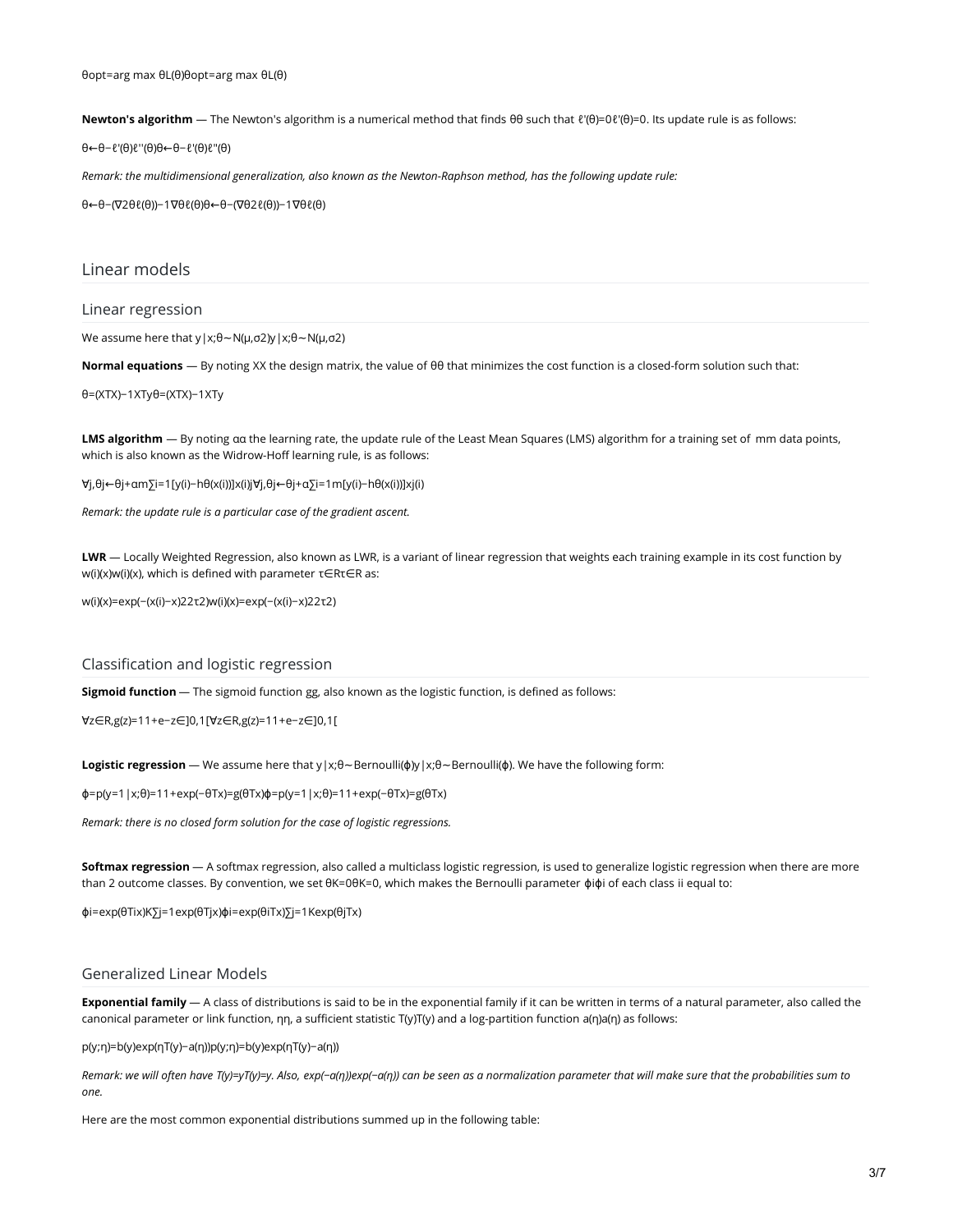$$\theta^{opt} = \arg\max_\theta L(\theta)$$

**Newton's algorithm** — The Newton's algorithm is a numerical method that finds $\theta$ such that $\ell'(\theta)=0$. Its update rule is as follows:

$$\theta \leftarrow \theta - \frac{\ell'(\theta)}{\ell''(\theta)}$$

*Remark: the multidimensional generalization, also known as the Newton-Raphson method, has the following update rule:*

$$\theta \leftarrow \theta - \left(\nabla_\theta^2 \ell(\theta)\right)^{-1} \nabla_\theta \ell(\theta)$$

## Linear models

### Linear regression

We assume here that $y|x;\theta \sim \mathcal{N}(\mu,\sigma^2)$

**Normal equations** — By noting $X$ the design matrix, the value of $\theta$ that minimizes the cost function is a closed-form solution such that:

$$\theta = (X^T X)^{-1} X^T y$$

**LMS algorithm** — By noting $\alpha$ the learning rate, the update rule of the Least Mean Squares (LMS) algorithm for a training set of $m$ data points, which is also known as the Widrow-Hoff learning rule, is as follows:

$$\forall j, \quad \theta_j \leftarrow \theta_j + \alpha \sum_{i=1}^{m} \left[y^{(i)} - h_\theta(x^{(i)})\right] x_j^{(i)}$$

*Remark: the update rule is a particular case of the gradient ascent.*

**LWR** — Locally Weighted Regression, also known as LWR, is a variant of linear regression that weights each training example in its cost function by $w^{(i)}(x)$, which is defined with parameter $\tau \in \mathbb{R}$ as:

$$w^{(i)}(x) = \exp\left(-\frac{(x^{(i)}-x)^2}{2\tau^2}\right)$$

### Classification and logistic regression

**Sigmoid function** — The sigmoid function $g$, also known as the logistic function, is defined as follows:

$$\forall z \in \mathbb{R}, \quad g(z) = \frac{1}{1+e^{-z}} \in ]0,1[$$

**Logistic regression** — We assume here that $y|x;\theta \sim \text{Bernoulli}(\phi)$. We have the following form:

$$\phi = p(y=1|x;\theta) = \frac{1}{1+\exp(-\theta^T x)} = g(\theta^T x)$$

*Remark: there is no closed form solution for the case of logistic regressions.*

**Softmax regression** — A softmax regression, also called a multiclass logistic regression, is used to generalize logistic regression when there are more than 2 outcome classes. By convention, we set $\theta_K = 0$, which makes the Bernoulli parameter $\phi_i$ of each class $i$ equal to:

$$\phi_i = \frac{\exp(\theta_i^T x)}{\sum_{j=1}^{K} \exp(\theta_j^T x)}$$

### Generalized Linear Models

**Exponential family** — A class of distributions is said to be in the exponential family if it can be written in terms of a natural parameter, also called the canonical parameter or link function, $\eta$, a sufficient statistic $T(y)$ and a log-partition function $a(\eta)$ as follows:

$$p(y;\eta) = b(y)\exp(\eta T(y) - a(\eta))$$

*Remark: we will often have $T(y)=y$. Also, $\exp(-a(\eta))$ can be seen as a normalization parameter that will make sure that the probabilities sum to one.*

Here are the most common exponential distributions summed up in the following table: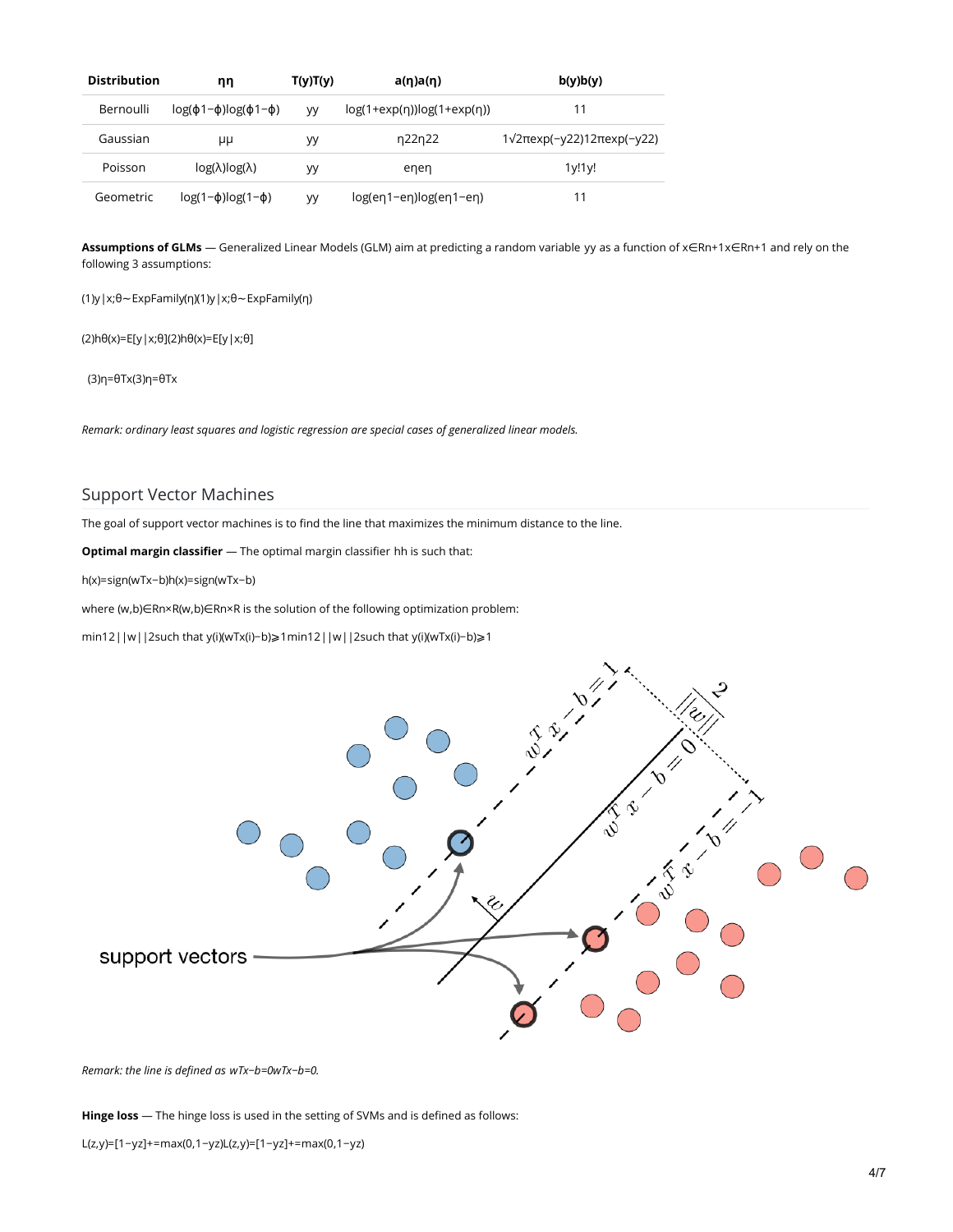| Distribution | $\eta$ | $T(y)$ | $a(\eta)$ | $b(y)$ |
|---|---|---|---|---|
| Bernoulli | $\log\left(\frac{\phi}{1-\phi}\right)$ | $y$ | $\log(1+\exp(\eta))$ | $1$ |
| Gaussian | $\mu$ | $y$ | $\frac{\eta^2}{2}$ | $\frac{1}{\sqrt{2\pi}}\exp\left(-\frac{y^2}{2}\right)$ |
| Poisson | $\log(\lambda)$ | $y$ | $e^{\eta}$ | $\frac{1}{y!}$ |
| Geometric | $\log(1-\phi)$ | $y$ | $\log\left(\frac{e^{\eta}}{1-e^{\eta}}\right)$ | $1$ |

**Assumptions of GLMs** — Generalized Linear Models (GLM) aim at predicting a random variable $y$ as a function of $x\in\mathbb{R}^{n+1}$ and rely on the following 3 assumptions:

$$(1)\quad y|x;\theta\sim\textrm{ExpFamily}(\eta)$$

$$(2)\quad h_\theta(x)=E[y|x;\theta]$$

$$(3)\quad \eta=\theta^Tx$$

*Remark: ordinary least squares and logistic regression are special cases of generalized linear models.*

## Support Vector Machines

The goal of support vector machines is to find the line that maximizes the minimum distance to the line.

**Optimal margin classifier** — The optimal margin classifier $h$ is such that:

$$h(x)=\textrm{sign}(w^Tx-b)$$

where $(w,b)\in\mathbb{R}^n\times\mathbb{R}$ is the solution of the following optimization problem:

$$\min\frac{1}{2}||w||^2\quad\textrm{such that}\quad y^{(i)}(w^Tx^{(i)}-b)\geqslant1$$

*Remark: the line is defined as $w^Tx-b=0$.*

**Hinge loss** — The hinge loss is used in the setting of SVMs and is defined as follows:

$$L(z,y)=[1-yz]_+=\max(0,1-yz)$$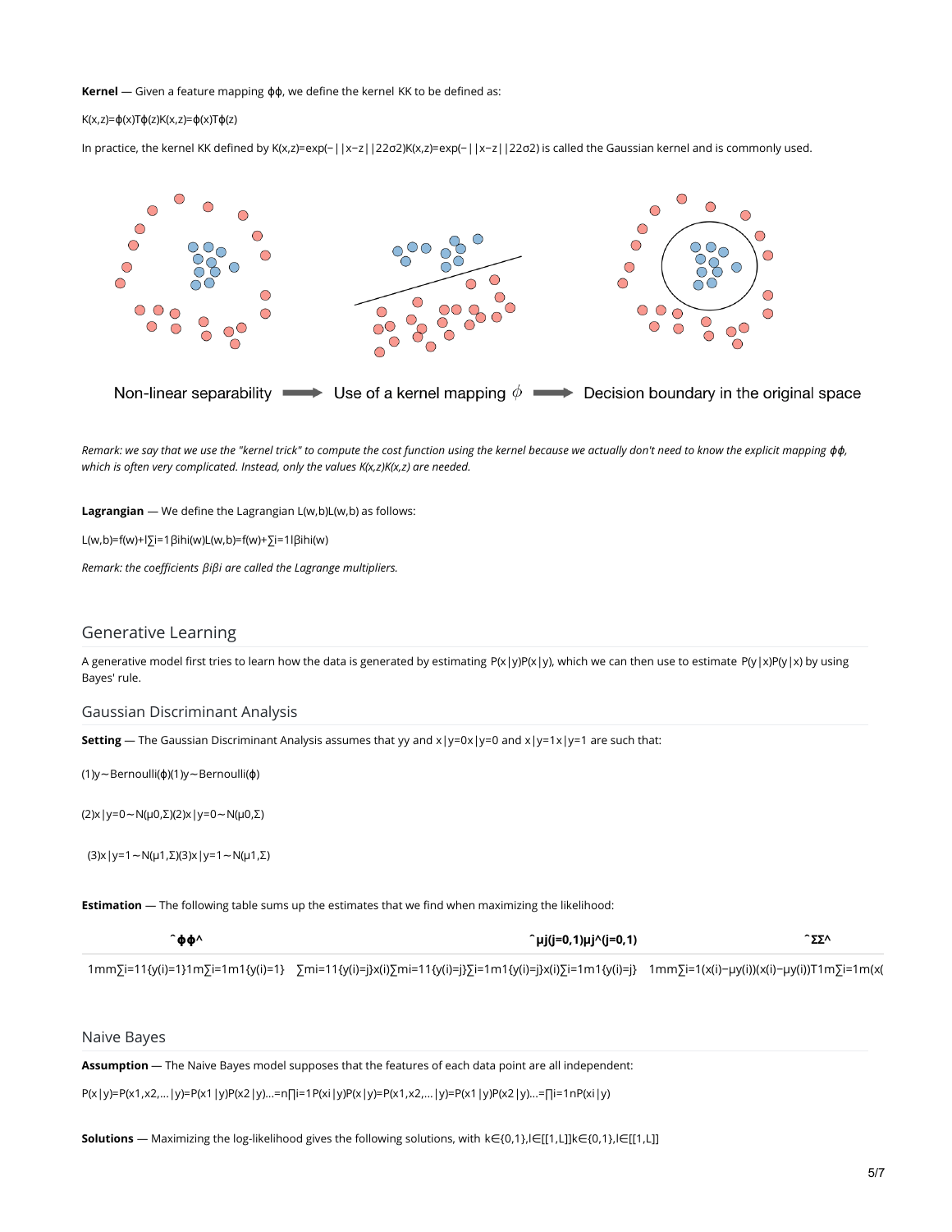**Kernel** — Given a feature mapping $\phi$, we define the kernel $K$ to be defined as:

$$K(x,z)=\phi(x)^T\phi(z)$$

In practice, the kernel $K$ defined by $K(x,z)=\exp\left(-\frac{||x-z||^2}{2\sigma^2}\right)$ is called the Gaussian kernel and is commonly used.

Non-linear separability ⟶ Use of a kernel mapping $\phi$ ⟶ Decision boundary in the original space

*Remark: we say that we use the "kernel trick" to compute the cost function using the kernel because we actually don't need to know the explicit mapping $\phi$, which is often very complicated. Instead, only the values $K(x,z)$ are needed.*

**Lagrangian** — We define the Lagrangian $\mathcal{L}(w,b)$ as follows:

$$\mathcal{L}(w,b)=f(w)+\sum_{i=1}^{l}\beta_i h_i(w)$$

*Remark: the coefficients $\beta_i$ are called the Lagrange multipliers.*

## Generative Learning

A generative model first tries to learn how the data is generated by estimating $P(x|y)$, which we can then use to estimate $P(y|x)$ by using Bayes' rule.

### Gaussian Discriminant Analysis

**Setting** — The Gaussian Discriminant Analysis assumes that $y$ and $x|y=0$ and $x|y=1$ are such that:

$$(1)\quad y\sim\textrm{Bernoulli}(\phi)$$

$$(2)\quad x|y=0\sim\mathcal{N}(\mu_0,\Sigma)$$

$$(3)\quad x|y=1\sim\mathcal{N}(\mu_1,\Sigma)$$

**Estimation** — The following table sums up the estimates that we find when maximizing the likelihood:

| $\widehat{\phi}$ | $\widehat{\mu_j}\quad(j=0,1)$ | $\widehat{\Sigma}$ |
|---|---|---|
| $\displaystyle\frac{1}{m}\sum_{i=1}^m1_{\{y^{(i)}=1\}}$ | $\displaystyle\frac{\sum_{i=1}^m1_{\{y^{(i)}=j\}}x^{(i)}}{\sum_{i=1}^m1_{\{y^{(i)}=j\}}}$ | $\displaystyle\frac{1}{m}\sum_{i=1}^m(x^{(i)}-\mu_{y^{(i)}})(x^{(i)}-\mu_{y^{(i)}})^T$ |

### Naive Bayes

**Assumption** — The Naive Bayes model supposes that the features of each data point are all independent:

$$P(x|y)=P(x_1,x_2,...|y)=P(x_1|y)P(x_2|y)...=\prod_{i=1}^nP(x_i|y)$$

**Solutions** — Maximizing the log-likelihood gives the following solutions, with $k\in\{0,1\},l\in[\![1,L]\!]$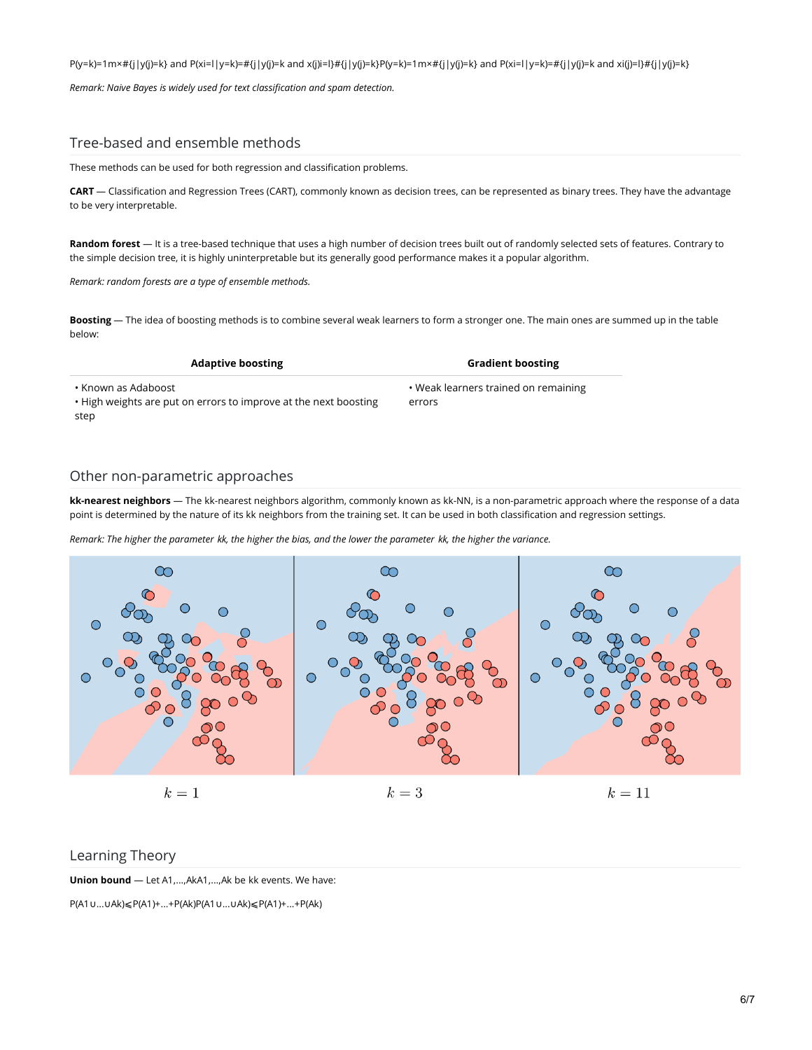$P(y=k)=\frac{1}{m}\times\#\{j|y^{(j)}=k\}$ and $P(x_i=l|y=k)=\frac{\#\{j|y^{(j)}=k \text{ and } x_i^{(j)}=l\}}{\#\{j|y^{(j)}=k\}}$

*Remark: Naive Bayes is widely used for text classification and spam detection.*

## Tree-based and ensemble methods

These methods can be used for both regression and classification problems.

**CART** — Classification and Regression Trees (CART), commonly known as decision trees, can be represented as binary trees. They have the advantage to be very interpretable.

**Random forest** — It is a tree-based technique that uses a high number of decision trees built out of randomly selected sets of features. Contrary to the simple decision tree, it is highly uninterpretable but its generally good performance makes it a popular algorithm.

*Remark: random forests are a type of ensemble methods.*

**Boosting** — The idea of boosting methods is to combine several weak learners to form a stronger one. The main ones are summed up in the table below:

| Adaptive boosting | Gradient boosting |
| --- | --- |
| • Known as Adaboost<br>• High weights are put on errors to improve at the next boosting step | • Weak learners trained on remaining errors |

## Other non-parametric approaches

**$k$-nearest neighbors** — The $k$-nearest neighbors algorithm, commonly known as $k$-NN, is a non-parametric approach where the response of a data point is determined by the nature of its $k$ neighbors from the training set. It can be used in both classification and regression settings.

*Remark: The higher the parameter $k$, the higher the bias, and the lower the parameter $k$, the higher the variance.*

$k=1$ $k=3$ $k=11$

## Learning Theory

**Union bound** — Let $A_1,...,A_k$ be $k$ events. We have:

$$P(A_1\cup...\cup A_k)\leqslant P(A_1)+...+P(A_k)$$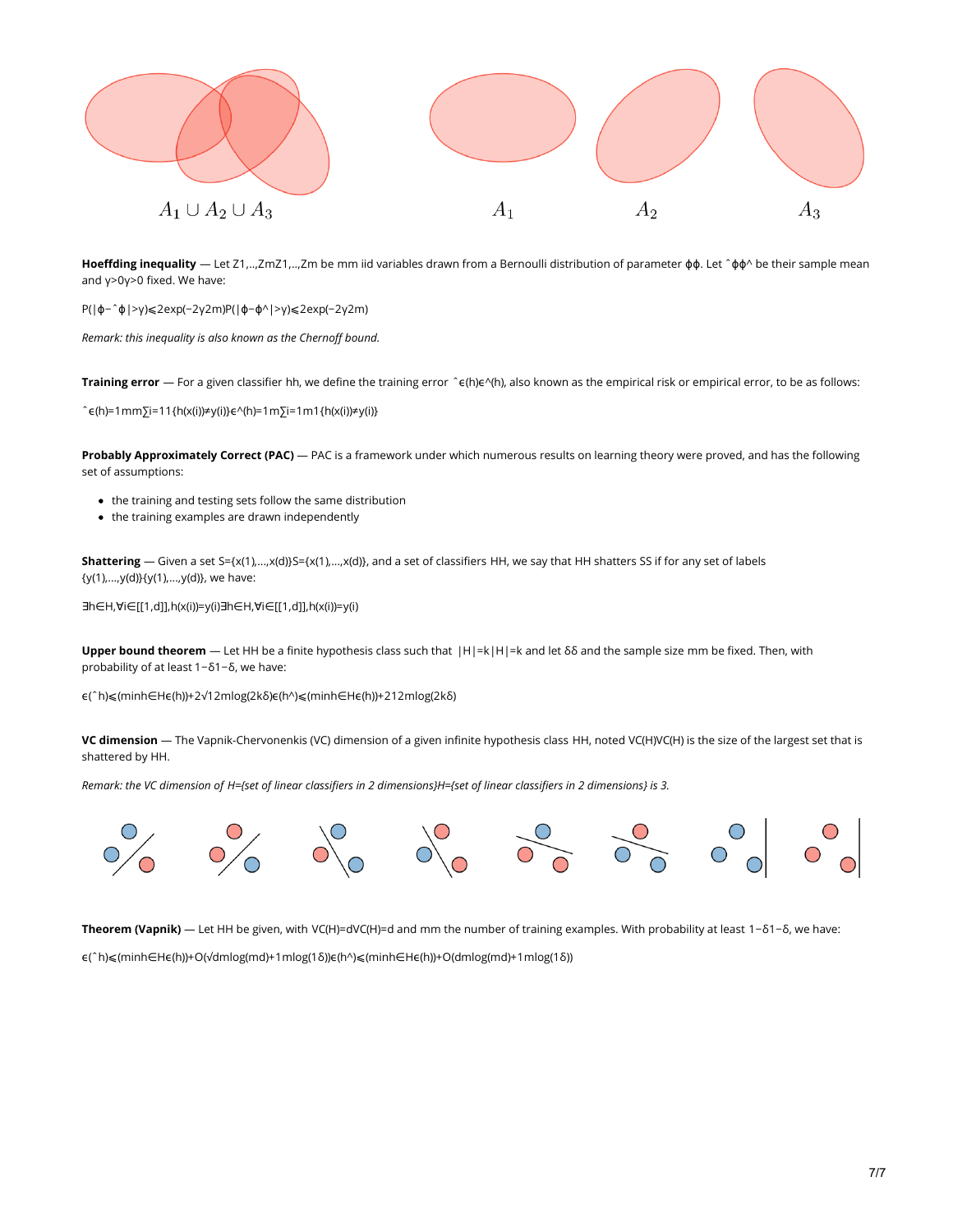$A_1 \cup A_2 \cup A_3$

$A_1$

$A_2$

$A_3$

**Hoeffding inequality** — Let $Z_1,..,Z_m$ be $m$ iid variables drawn from a Bernoulli distribution of parameter $\phi$. Let $\widehat{\phi}$ be their sample mean and $\gamma>0$ fixed. We have:

$$P(|\phi-\widehat{\phi}|>\gamma)\leqslant 2\exp(-2\gamma^2m)$$

*Remark: this inequality is also known as the Chernoff bound.*

**Training error** — For a given classifier $h$, we define the training error $\widehat{\epsilon}(h)$, also known as the empirical risk or empirical error, to be as follows:

$$\widehat{\epsilon}(h)=\frac{1}{m}\sum_{i=1}^m1_{\{h(x^{(i)})\neq y^{(i)}\}}$$

**Probably Approximately Correct (PAC)** — PAC is a framework under which numerous results on learning theory were proved, and has the following set of assumptions:

- the training and testing sets follow the same distribution
- the training examples are drawn independently

**Shattering** — Given a set $S=\{x^{(1)},...,x^{(d)}\}$, and a set of classifiers $\mathcal{H}$, we say that $\mathcal{H}$ shatters $S$ if for any set of labels $\{y^{(1)}, ..., y^{(d)}\}$, we have:

$$\exists h\in\mathcal{H}, \quad \forall i\in[\![1,d]\!],\quad h(x^{(i)})=y^{(i)}$$

**Upper bound theorem** — Let $\mathcal{H}$ be a finite hypothesis class such that $|\mathcal{H}|=k$ and let $\delta$ and the sample size $m$ be fixed. Then, with probability of at least $1-\delta$, we have:

$$\epsilon(\widehat{h})\leqslant\left(\min_{h\in\mathcal{H}}\epsilon(h)\right)+2\sqrt{\frac{1}{2m}\log\left(\frac{2k}{\delta}\right)}$$

**VC dimension** — The Vapnik-Chervonenkis (VC) dimension of a given infinite hypothesis class $\mathcal{H}$, noted $\textrm{VC}(\mathcal{H})$ is the size of the largest set that is shattered by $\mathcal{H}$.

*Remark: the VC dimension of $\mathcal{H}=\{\textrm{set of linear classifiers in 2 dimensions}\}$ is 3.*

**Theorem (Vapnik)** — Let $\mathcal{H}$ be given, with $\textrm{VC}(\mathcal{H})=d$ and $m$ the number of training examples. With probability at least $1-\delta$, we have:

$$\epsilon(\widehat{h})\leqslant \left(\min_{h\in\mathcal{H}}\epsilon(h)\right) + O\left(\sqrt{\frac{d}{m}\log\left(\frac{m}{d}\right)+\frac{1}{m}\log\left(\frac{1}{\delta}\right)}\right)$$